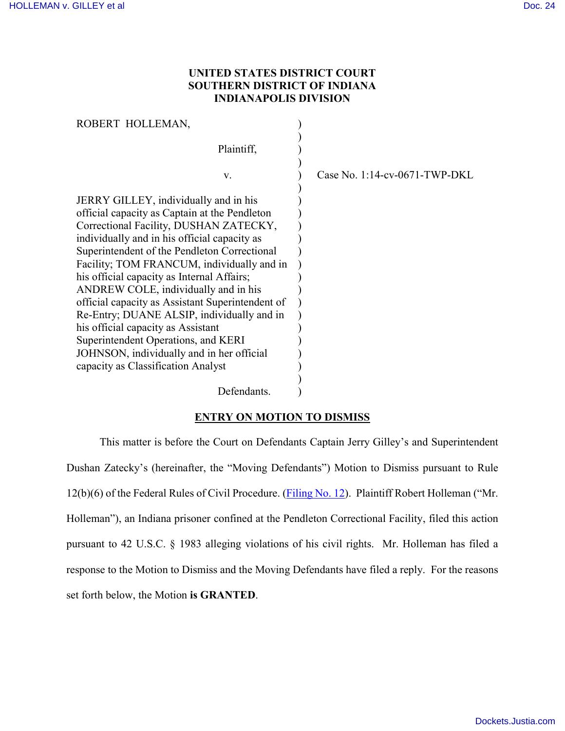**UNITED STATES DISTRICT COURT**
**SOUTHERN DISTRICT OF INDIANA**
**INDIANAPOLIS DIVISION**

| | | |
|---|---|---|
| ROBERT HOLLEMAN,<br><br>Plaintiff,<br><br>v.<br><br>JERRY GILLEY, individually and in his official capacity as Captain at the Pendleton Correctional Facility, DUSHAN ZATECKY, individually and in his official capacity as Superintendent of the Pendleton Correctional Facility; TOM FRANCUM, individually and in his official capacity as Internal Affairs; ANDREW COLE, individually and in his official capacity as Assistant Superintendent of Re-Entry; DUANE ALSIP, individually and in his official capacity as Assistant Superintendent Operations, and KERI JOHNSON, individually and in her official capacity as Classification Analyst<br><br>Defendants. | ) | Case No. 1:14-cv-0671-TWP-DKL |

## ENTRY ON MOTION TO DISMISS

This matter is before the Court on Defendants Captain Jerry Gilley's and Superintendent Dushan Zatecky's (hereinafter, the "Moving Defendants") Motion to Dismiss pursuant to Rule 12(b)(6) of the Federal Rules of Civil Procedure. (Filing No. 12). Plaintiff Robert Holleman ("Mr. Holleman"), an Indiana prisoner confined at the Pendleton Correctional Facility, filed this action pursuant to 42 U.S.C. § 1983 alleging violations of his civil rights. Mr. Holleman has filed a response to the Motion to Dismiss and the Moving Defendants have filed a reply. For the reasons set forth below, the Motion **is GRANTED**.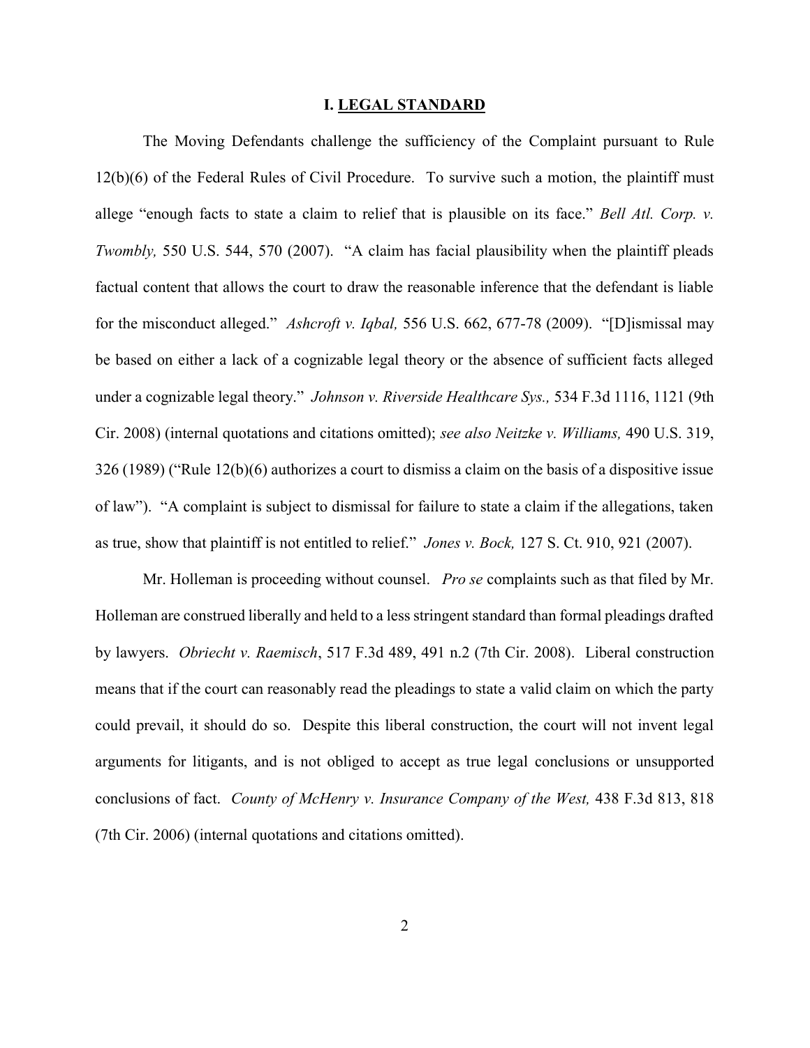## I. LEGAL STANDARD

The Moving Defendants challenge the sufficiency of the Complaint pursuant to Rule 12(b)(6) of the Federal Rules of Civil Procedure. To survive such a motion, the plaintiff must allege "enough facts to state a claim to relief that is plausible on its face." *Bell Atl. Corp. v. Twombly,* 550 U.S. 544, 570 (2007). "A claim has facial plausibility when the plaintiff pleads factual content that allows the court to draw the reasonable inference that the defendant is liable for the misconduct alleged." *Ashcroft v. Iqbal,* 556 U.S. 662, 677-78 (2009). "[D]ismissal may be based on either a lack of a cognizable legal theory or the absence of sufficient facts alleged under a cognizable legal theory." *Johnson v. Riverside Healthcare Sys.,* 534 F.3d 1116, 1121 (9th Cir. 2008) (internal quotations and citations omitted); *see also Neitzke v. Williams,* 490 U.S. 319, 326 (1989) ("Rule 12(b)(6) authorizes a court to dismiss a claim on the basis of a dispositive issue of law"). "A complaint is subject to dismissal for failure to state a claim if the allegations, taken as true, show that plaintiff is not entitled to relief." *Jones v. Bock,* 127 S. Ct. 910, 921 (2007).

Mr. Holleman is proceeding without counsel. *Pro se* complaints such as that filed by Mr. Holleman are construed liberally and held to a less stringent standard than formal pleadings drafted by lawyers. *Obriecht v. Raemisch*, 517 F.3d 489, 491 n.2 (7th Cir. 2008). Liberal construction means that if the court can reasonably read the pleadings to state a valid claim on which the party could prevail, it should do so. Despite this liberal construction, the court will not invent legal arguments for litigants, and is not obliged to accept as true legal conclusions or unsupported conclusions of fact. *County of McHenry v. Insurance Company of the West,* 438 F.3d 813, 818 (7th Cir. 2006) (internal quotations and citations omitted).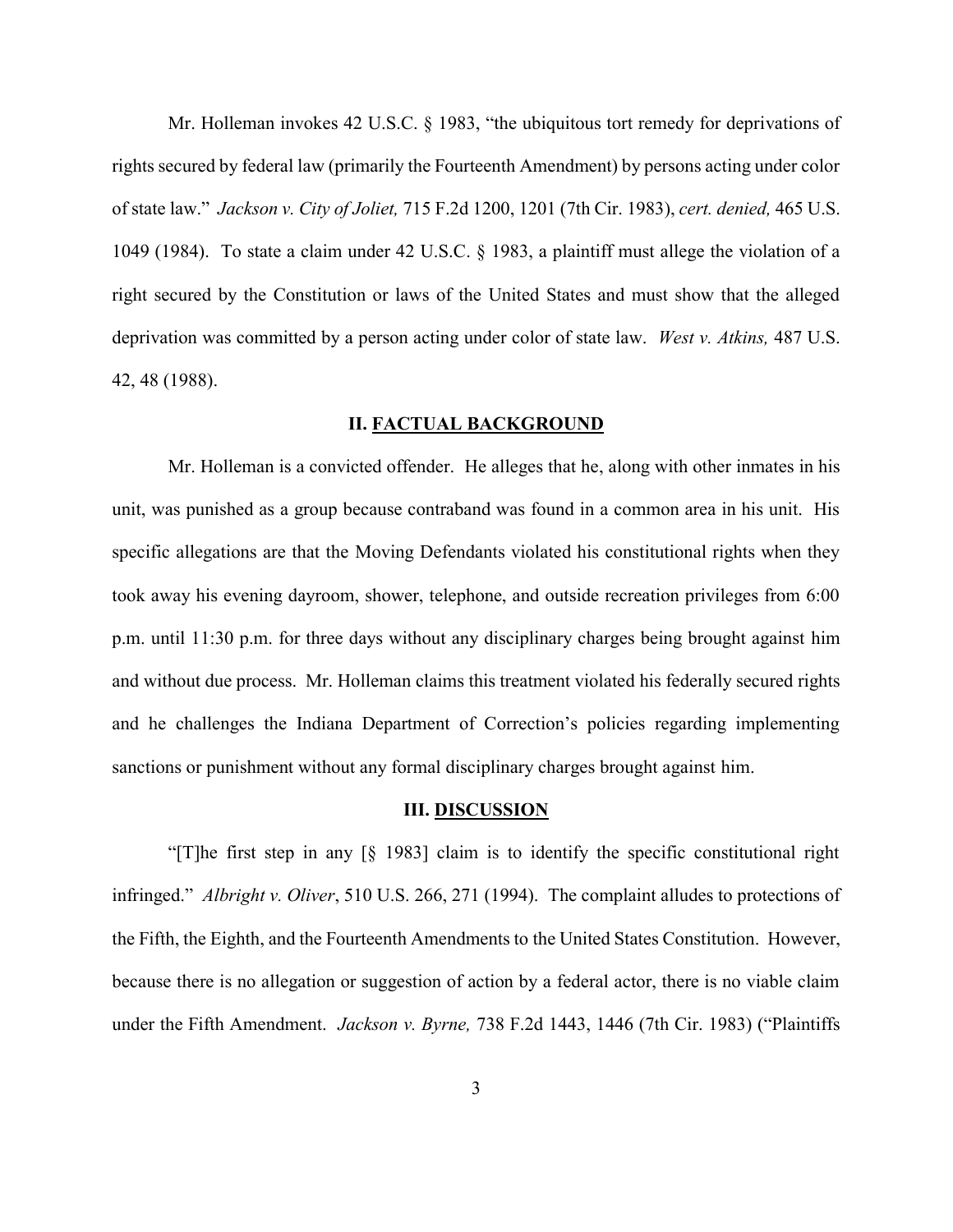Mr. Holleman invokes 42 U.S.C. § 1983, "the ubiquitous tort remedy for deprivations of rights secured by federal law (primarily the Fourteenth Amendment) by persons acting under color of state law." *Jackson v. City of Joliet,* 715 F.2d 1200, 1201 (7th Cir. 1983), *cert. denied,* 465 U.S. 1049 (1984). To state a claim under 42 U.S.C. § 1983, a plaintiff must allege the violation of a right secured by the Constitution or laws of the United States and must show that the alleged deprivation was committed by a person acting under color of state law. *West v. Atkins,* 487 U.S. 42, 48 (1988).

## II. FACTUAL BACKGROUND

Mr. Holleman is a convicted offender. He alleges that he, along with other inmates in his unit, was punished as a group because contraband was found in a common area in his unit. His specific allegations are that the Moving Defendants violated his constitutional rights when they took away his evening dayroom, shower, telephone, and outside recreation privileges from 6:00 p.m. until 11:30 p.m. for three days without any disciplinary charges being brought against him and without due process. Mr. Holleman claims this treatment violated his federally secured rights and he challenges the Indiana Department of Correction's policies regarding implementing sanctions or punishment without any formal disciplinary charges brought against him.

## III. DISCUSSION

"[T]he first step in any [§ 1983] claim is to identify the specific constitutional right infringed." *Albright v. Oliver*, 510 U.S. 266, 271 (1994). The complaint alludes to protections of the Fifth, the Eighth, and the Fourteenth Amendments to the United States Constitution. However, because there is no allegation or suggestion of action by a federal actor, there is no viable claim under the Fifth Amendment. *Jackson v. Byrne,* 738 F.2d 1443, 1446 (7th Cir. 1983) ("Plaintiffs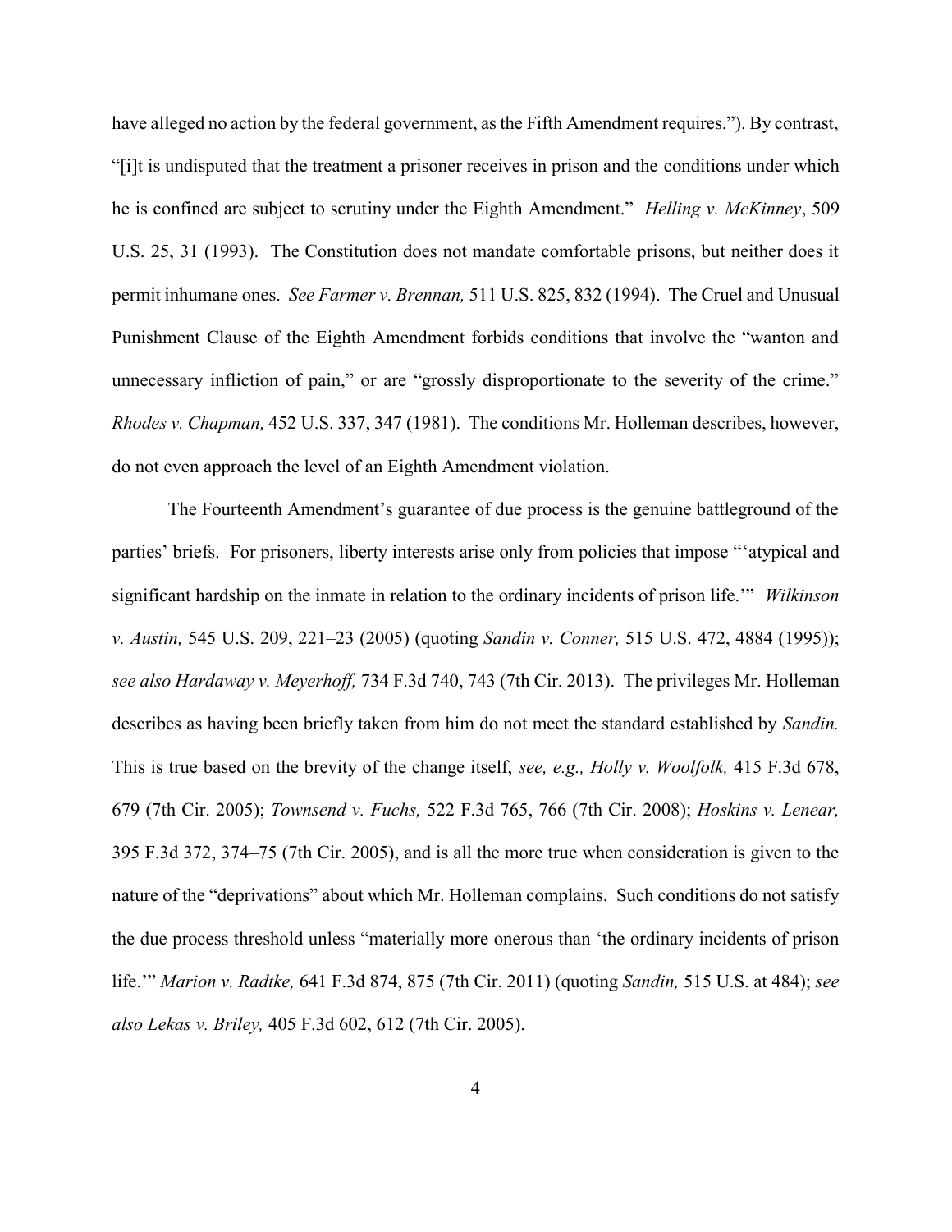have alleged no action by the federal government, as the Fifth Amendment requires."). By contrast, "[i]t is undisputed that the treatment a prisoner receives in prison and the conditions under which he is confined are subject to scrutiny under the Eighth Amendment." *Helling v. McKinney*, 509 U.S. 25, 31 (1993). The Constitution does not mandate comfortable prisons, but neither does it permit inhumane ones. *See Farmer v. Brennan,* 511 U.S. 825, 832 (1994). The Cruel and Unusual Punishment Clause of the Eighth Amendment forbids conditions that involve the "wanton and unnecessary infliction of pain," or are "grossly disproportionate to the severity of the crime." *Rhodes v. Chapman,* 452 U.S. 337, 347 (1981). The conditions Mr. Holleman describes, however, do not even approach the level of an Eighth Amendment violation.

The Fourteenth Amendment's guarantee of due process is the genuine battleground of the parties' briefs. For prisoners, liberty interests arise only from policies that impose "'atypical and significant hardship on the inmate in relation to the ordinary incidents of prison life.'" *Wilkinson v. Austin,* 545 U.S. 209, 221–23 (2005) (quoting *Sandin v. Conner,* 515 U.S. 472, 4884 (1995)); *see also Hardaway v. Meyerhoff,* 734 F.3d 740, 743 (7th Cir. 2013). The privileges Mr. Holleman describes as having been briefly taken from him do not meet the standard established by *Sandin.* This is true based on the brevity of the change itself, *see, e.g., Holly v. Woolfolk,* 415 F.3d 678, 679 (7th Cir. 2005); *Townsend v. Fuchs,* 522 F.3d 765, 766 (7th Cir. 2008); *Hoskins v. Lenear,* 395 F.3d 372, 374–75 (7th Cir. 2005), and is all the more true when consideration is given to the nature of the "deprivations" about which Mr. Holleman complains. Such conditions do not satisfy the due process threshold unless "materially more onerous than 'the ordinary incidents of prison life.'" *Marion v. Radtke,* 641 F.3d 874, 875 (7th Cir. 2011) (quoting *Sandin,* 515 U.S. at 484); *see also Lekas v. Briley,* 405 F.3d 602, 612 (7th Cir. 2005).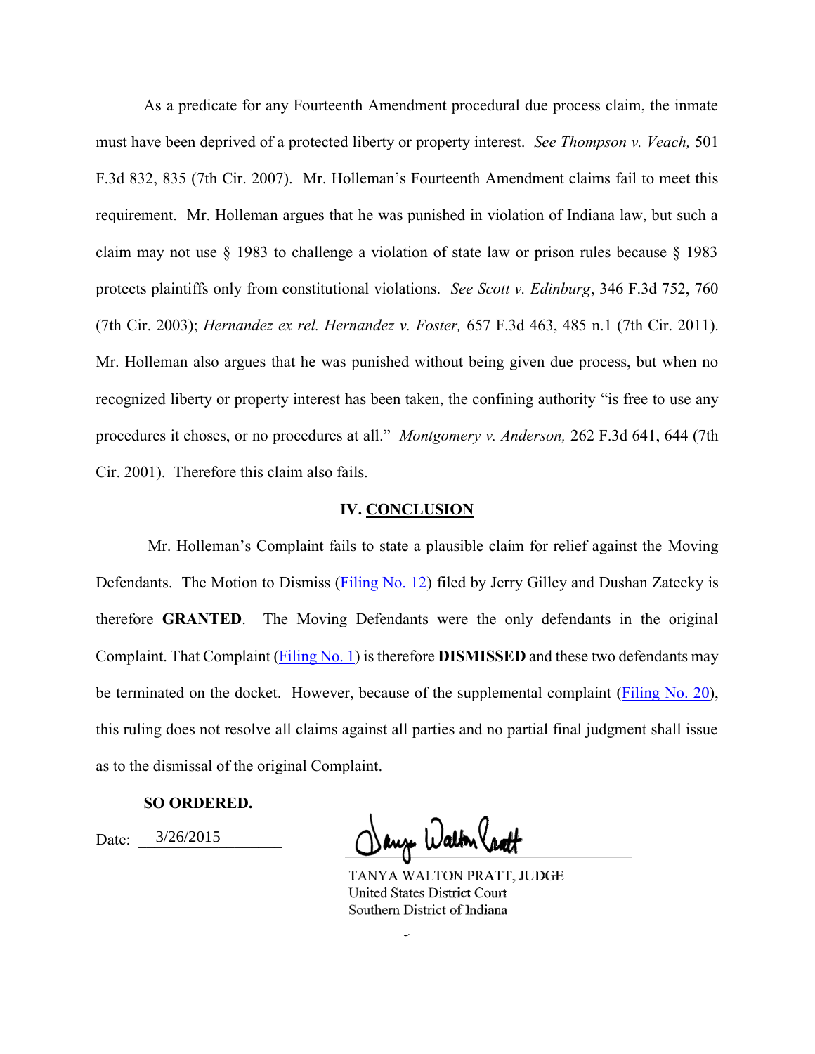As a predicate for any Fourteenth Amendment procedural due process claim, the inmate must have been deprived of a protected liberty or property interest. *See Thompson v. Veach,* 501 F.3d 832, 835 (7th Cir. 2007). Mr. Holleman's Fourteenth Amendment claims fail to meet this requirement. Mr. Holleman argues that he was punished in violation of Indiana law, but such a claim may not use § 1983 to challenge a violation of state law or prison rules because § 1983 protects plaintiffs only from constitutional violations. *See Scott v. Edinburg*, 346 F.3d 752, 760 (7th Cir. 2003); *Hernandez ex rel. Hernandez v. Foster,* 657 F.3d 463, 485 n.1 (7th Cir. 2011). Mr. Holleman also argues that he was punished without being given due process, but when no recognized liberty or property interest has been taken, the confining authority "is free to use any procedures it choses, or no procedures at all." *Montgomery v. Anderson,* 262 F.3d 641, 644 (7th Cir. 2001). Therefore this claim also fails.

## IV. CONCLUSION

Mr. Holleman's Complaint fails to state a plausible claim for relief against the Moving Defendants. The Motion to Dismiss (Filing No. 12) filed by Jerry Gilley and Dushan Zatecky is therefore **GRANTED**. The Moving Defendants were the only defendants in the original Complaint. That Complaint (Filing No. 1) is therefore **DISMISSED** and these two defendants may be terminated on the docket. However, because of the supplemental complaint (Filing No. 20), this ruling does not resolve all claims against all parties and no partial final judgment shall issue as to the dismissal of the original Complaint.

**SO ORDERED.**

Date: 3/26/2015

TANYA WALTON PRATT, JUDGE
United States District Court
Southern District of Indiana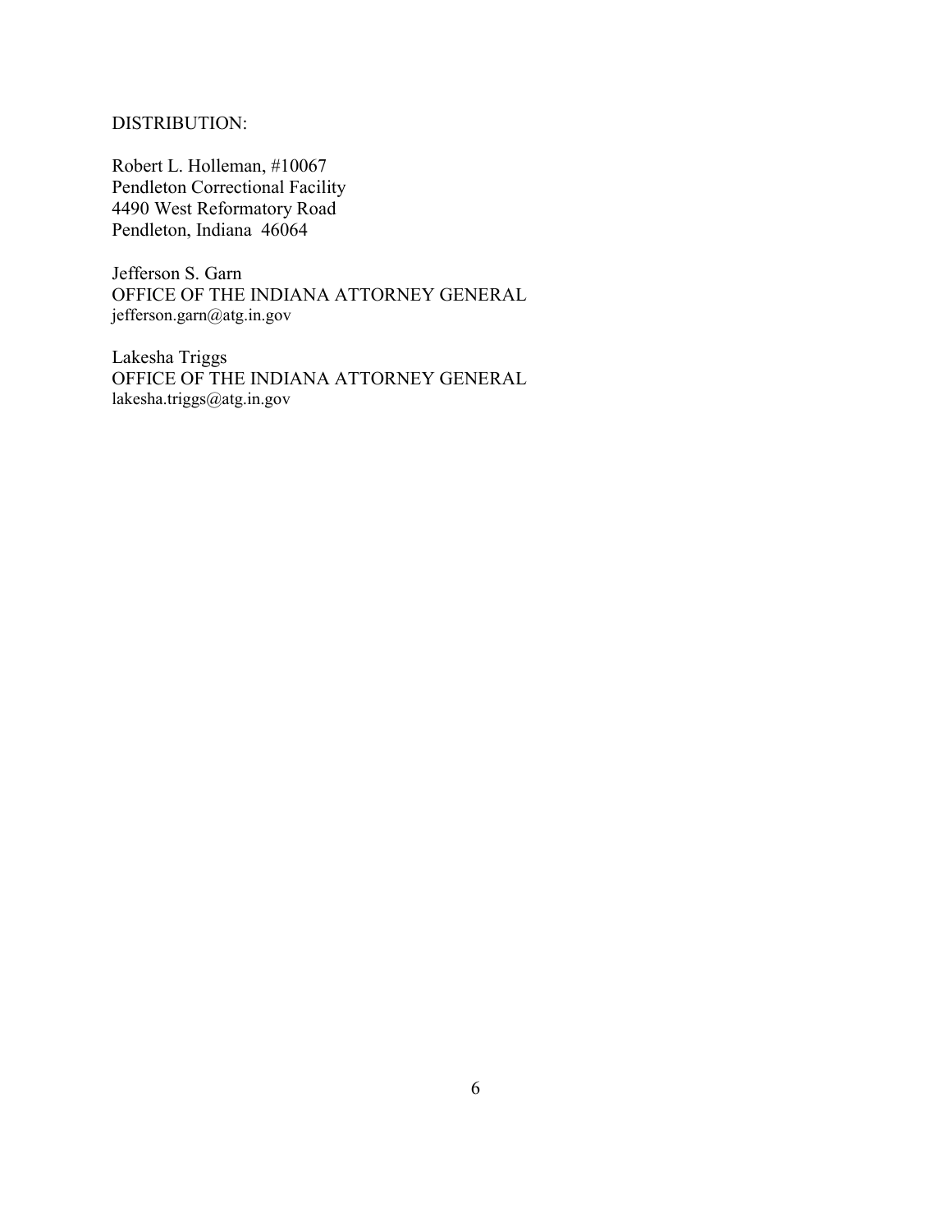DISTRIBUTION:

Robert L. Holleman, #10067
Pendleton Correctional Facility
4490 West Reformatory Road
Pendleton, Indiana 46064

Jefferson S. Garn
OFFICE OF THE INDIANA ATTORNEY GENERAL
jefferson.garn@atg.in.gov

Lakesha Triggs
OFFICE OF THE INDIANA ATTORNEY GENERAL
lakesha.triggs@atg.in.gov